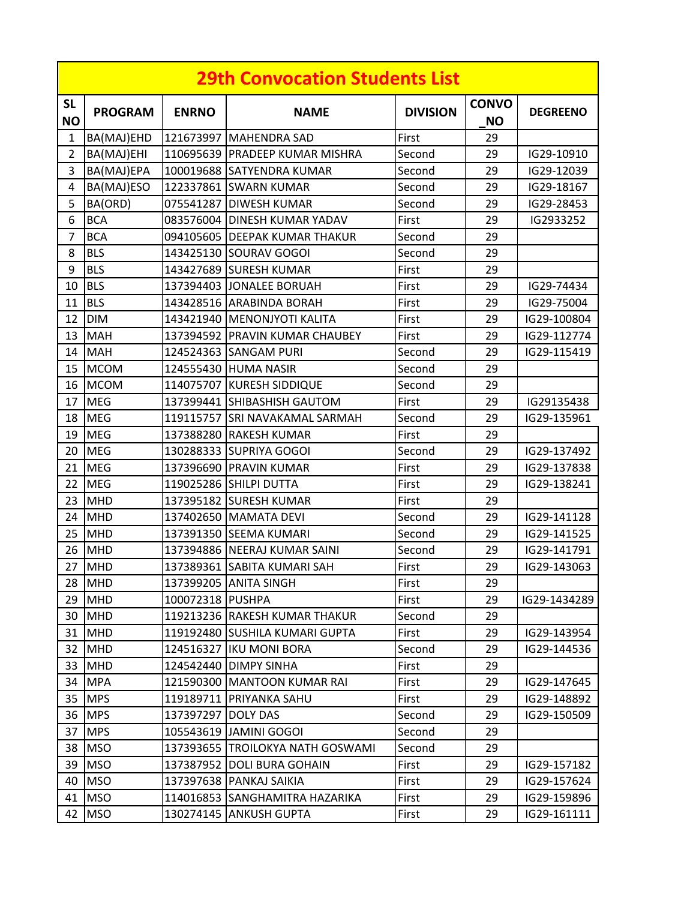# 29th Convocation Students List

| SL NO | PROGRAM | ENRNO | NAME | DIVISION | CONVO_NO | DEGREENO |
|---|---|---|---|---|---|---|
| 1 | BA(MAJ)EHD | 121673997 | MAHENDRA SAD | First | 29 | |
| 2 | BA(MAJ)EHI | 110695639 | PRADEEP KUMAR MISHRA | Second | 29 | IG29-10910 |
| 3 | BA(MAJ)EPA | 100019688 | SATYENDRA KUMAR | Second | 29 | IG29-12039 |
| 4 | BA(MAJ)ESO | 122337861 | SWARN KUMAR | Second | 29 | IG29-18167 |
| 5 | BA(ORD) | 075541287 | DIWESH KUMAR | Second | 29 | IG29-28453 |
| 6 | BCA | 083576004 | DINESH KUMAR YADAV | First | 29 | IG2933252 |
| 7 | BCA | 094105605 | DEEPAK KUMAR THAKUR | Second | 29 | |
| 8 | BLS | 143425130 | SOURAV GOGOI | Second | 29 | |
| 9 | BLS | 143427689 | SURESH KUMAR | First | 29 | |
| 10 | BLS | 137394403 | JONALEE BORUAH | First | 29 | IG29-74434 |
| 11 | BLS | 143428516 | ARABINDA BORAH | First | 29 | IG29-75004 |
| 12 | DIM | 143421940 | MENONJYOTI KALITA | First | 29 | IG29-100804 |
| 13 | MAH | 137394592 | PRAVIN KUMAR CHAUBEY | First | 29 | IG29-112774 |
| 14 | MAH | 124524363 | SANGAM PURI | Second | 29 | IG29-115419 |
| 15 | MCOM | 124555430 | HUMA NASIR | Second | 29 | |
| 16 | MCOM | 114075707 | KURESH SIDDIQUE | Second | 29 | |
| 17 | MEG | 137399441 | SHIBASHISH GAUTOM | First | 29 | IG29135438 |
| 18 | MEG | 119115757 | SRI NAVAKAMAL SARMAH | Second | 29 | IG29-135961 |
| 19 | MEG | 137388280 | RAKESH KUMAR | First | 29 | |
| 20 | MEG | 130288333 | SUPRIYA GOGOI | Second | 29 | IG29-137492 |
| 21 | MEG | 137396690 | PRAVIN KUMAR | First | 29 | IG29-137838 |
| 22 | MEG | 119025286 | SHILPI DUTTA | First | 29 | IG29-138241 |
| 23 | MHD | 137395182 | SURESH KUMAR | First | 29 | |
| 24 | MHD | 137402650 | MAMATA DEVI | Second | 29 | IG29-141128 |
| 25 | MHD | 137391350 | SEEMA KUMARI | Second | 29 | IG29-141525 |
| 26 | MHD | 137394886 | NEERAJ KUMAR SAINI | Second | 29 | IG29-141791 |
| 27 | MHD | 137389361 | SABITA KUMARI SAH | First | 29 | IG29-143063 |
| 28 | MHD | 137399205 | ANITA SINGH | First | 29 | |
| 29 | MHD | 100072318 | PUSHPA | First | 29 | IG29-1434289 |
| 30 | MHD | 119213236 | RAKESH KUMAR THAKUR | Second | 29 | |
| 31 | MHD | 119192480 | SUSHILA KUMARI GUPTA | First | 29 | IG29-143954 |
| 32 | MHD | 124516327 | IKU MONI BORA | Second | 29 | IG29-144536 |
| 33 | MHD | 124542440 | DIMPY SINHA | First | 29 | |
| 34 | MPA | 121590300 | MANTOON KUMAR RAI | First | 29 | IG29-147645 |
| 35 | MPS | 119189711 | PRIYANKA SAHU | First | 29 | IG29-148892 |
| 36 | MPS | 137397297 | DOLY DAS | Second | 29 | IG29-150509 |
| 37 | MPS | 105543619 | JAMINI GOGOI | Second | 29 | |
| 38 | MSO | 137393655 | TROILOKYA NATH GOSWAMI | Second | 29 | |
| 39 | MSO | 137387952 | DOLI BURA GOHAIN | First | 29 | IG29-157182 |
| 40 | MSO | 137397638 | PANKAJ SAIKIA | First | 29 | IG29-157624 |
| 41 | MSO | 114016853 | SANGHAMITRA HAZARIKA | First | 29 | IG29-159896 |
| 42 | MSO | 130274145 | ANKUSH GUPTA | First | 29 | IG29-161111 |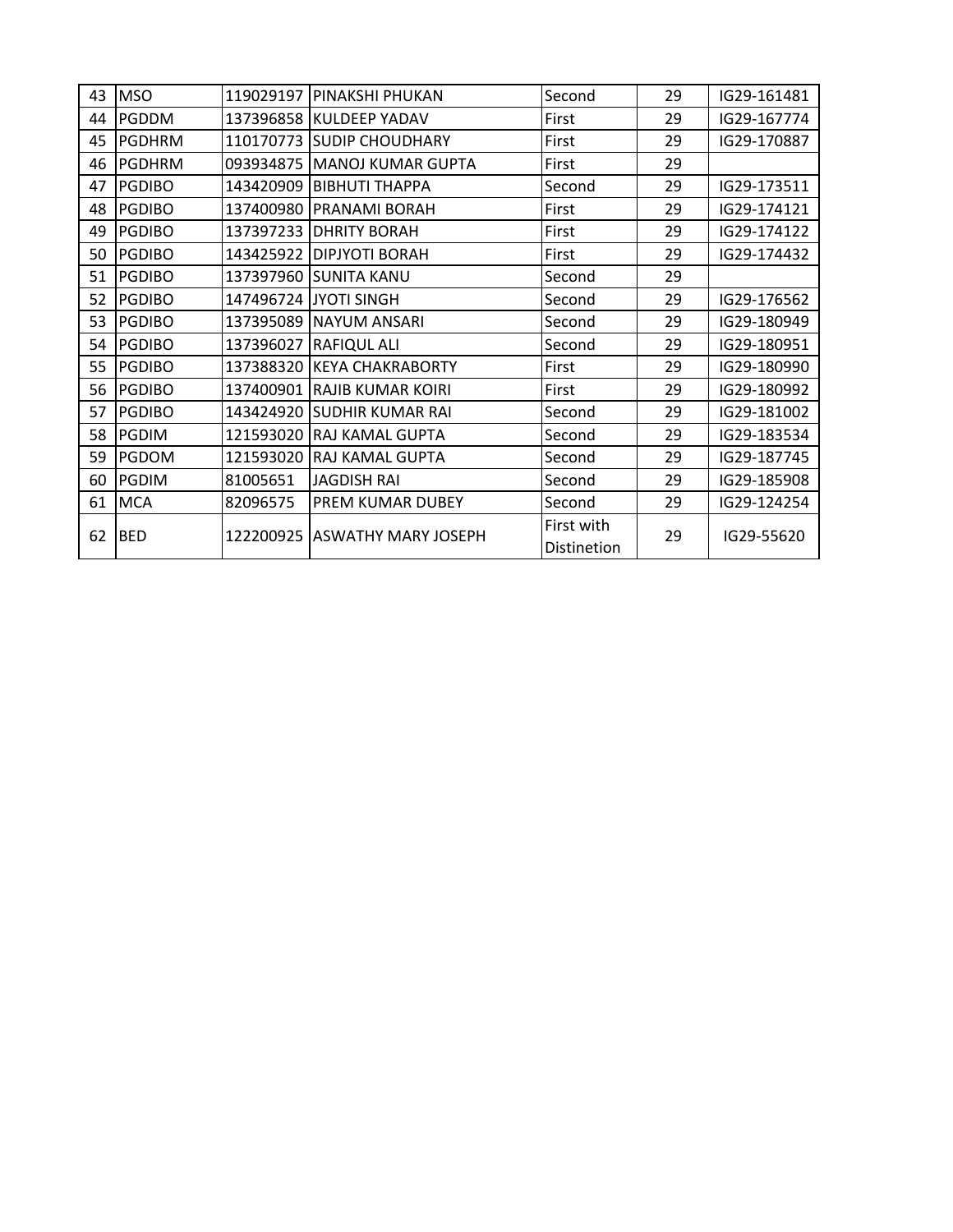| | | | | | | |
|---|---|---|---|---|---|---|
| 43 | MSO | 119029197 | PINAKSHI PHUKAN | Second | 29 | IG29-161481 |
| 44 | PGDDM | 137396858 | KULDEEP YADAV | First | 29 | IG29-167774 |
| 45 | PGDHRM | 110170773 | SUDIP CHOUDHARY | First | 29 | IG29-170887 |
| 46 | PGDHRM | 093934875 | MANOJ KUMAR GUPTA | First | 29 | |
| 47 | PGDIBO | 143420909 | BIBHUTI THAPPA | Second | 29 | IG29-173511 |
| 48 | PGDIBO | 137400980 | PRANAMI BORAH | First | 29 | IG29-174121 |
| 49 | PGDIBO | 137397233 | DHRITY BORAH | First | 29 | IG29-174122 |
| 50 | PGDIBO | 143425922 | DIPJYOTI BORAH | First | 29 | IG29-174432 |
| 51 | PGDIBO | 137397960 | SUNITA KANU | Second | 29 | |
| 52 | PGDIBO | 147496724 | JYOTI SINGH | Second | 29 | IG29-176562 |
| 53 | PGDIBO | 137395089 | NAYUM ANSARI | Second | 29 | IG29-180949 |
| 54 | PGDIBO | 137396027 | RAFIQUL ALI | Second | 29 | IG29-180951 |
| 55 | PGDIBO | 137388320 | KEYA CHAKRABORTY | First | 29 | IG29-180990 |
| 56 | PGDIBO | 137400901 | RAJIB KUMAR KOIRI | First | 29 | IG29-180992 |
| 57 | PGDIBO | 143424920 | SUDHIR KUMAR RAI | Second | 29 | IG29-181002 |
| 58 | PGDIM | 121593020 | RAJ KAMAL GUPTA | Second | 29 | IG29-183534 |
| 59 | PGDOM | 121593020 | RAJ KAMAL GUPTA | Second | 29 | IG29-187745 |
| 60 | PGDIM | 81005651 | JAGDISH RAI | Second | 29 | IG29-185908 |
| 61 | MCA | 82096575 | PREM KUMAR DUBEY | Second | 29 | IG29-124254 |
| 62 | BED | 122200925 | ASWATHY MARY JOSEPH | First with Distinetion | 29 | IG29-55620 |